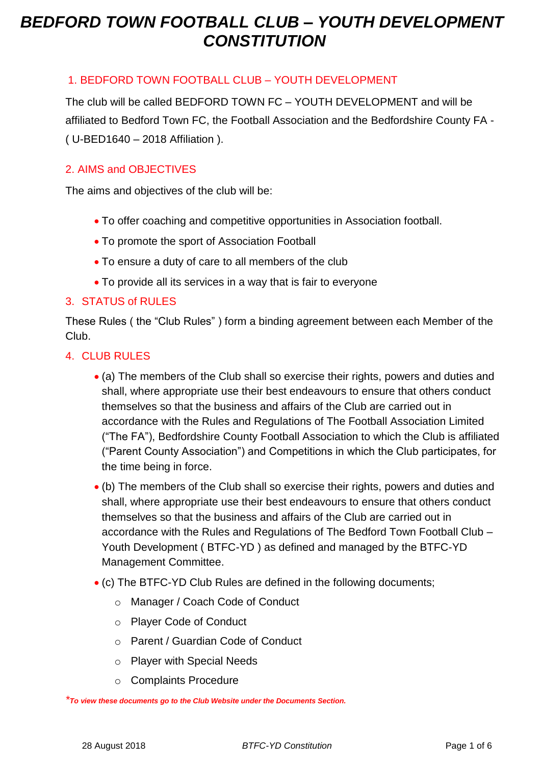# *BEDFORD TOWN FOOTBALL CLUB – YOUTH DEVELOPMENT CONSTITUTION*

## 1. BEDFORD TOWN FOOTBALL CLUB – YOUTH DEVELOPMENT

The club will be called BEDFORD TOWN FC – YOUTH DEVELOPMENT and will be affiliated to Bedford Town FC, the Football Association and the Bedfordshire County FA - ( U-BED1640 – 2018 Affiliation ).

## 2. AIMS and OBJECTIVES

The aims and objectives of the club will be:

- To offer coaching and competitive opportunities in Association football.
- To promote the sport of Association Football
- To ensure a duty of care to all members of the club
- To provide all its services in a way that is fair to everyone

## 3. STATUS of RULES

These Rules ( the "Club Rules" ) form a binding agreement between each Member of the Club.

## 4. CLUB RULES

- (a) The members of the Club shall so exercise their rights, powers and duties and shall, where appropriate use their best endeavours to ensure that others conduct themselves so that the business and affairs of the Club are carried out in accordance with the Rules and Regulations of The Football Association Limited ("The FA"), Bedfordshire County Football Association to which the Club is affiliated ("Parent County Association") and Competitions in which the Club participates, for the time being in force.
- (b) The members of the Club shall so exercise their rights, powers and duties and shall, where appropriate use their best endeavours to ensure that others conduct themselves so that the business and affairs of the Club are carried out in accordance with the Rules and Regulations of The Bedford Town Football Club – Youth Development ( BTFC-YD ) as defined and managed by the BTFC-YD Management Committee.
- (c) The BTFC-YD Club Rules are defined in the following documents;
  - Manager / Coach Code of Conduct
  - Player Code of Conduct
  - Parent / Guardian Code of Conduct
  - Player with Special Needs
  - Complaints Procedure

****To view these documents go to the Club Website under the Documents Section.***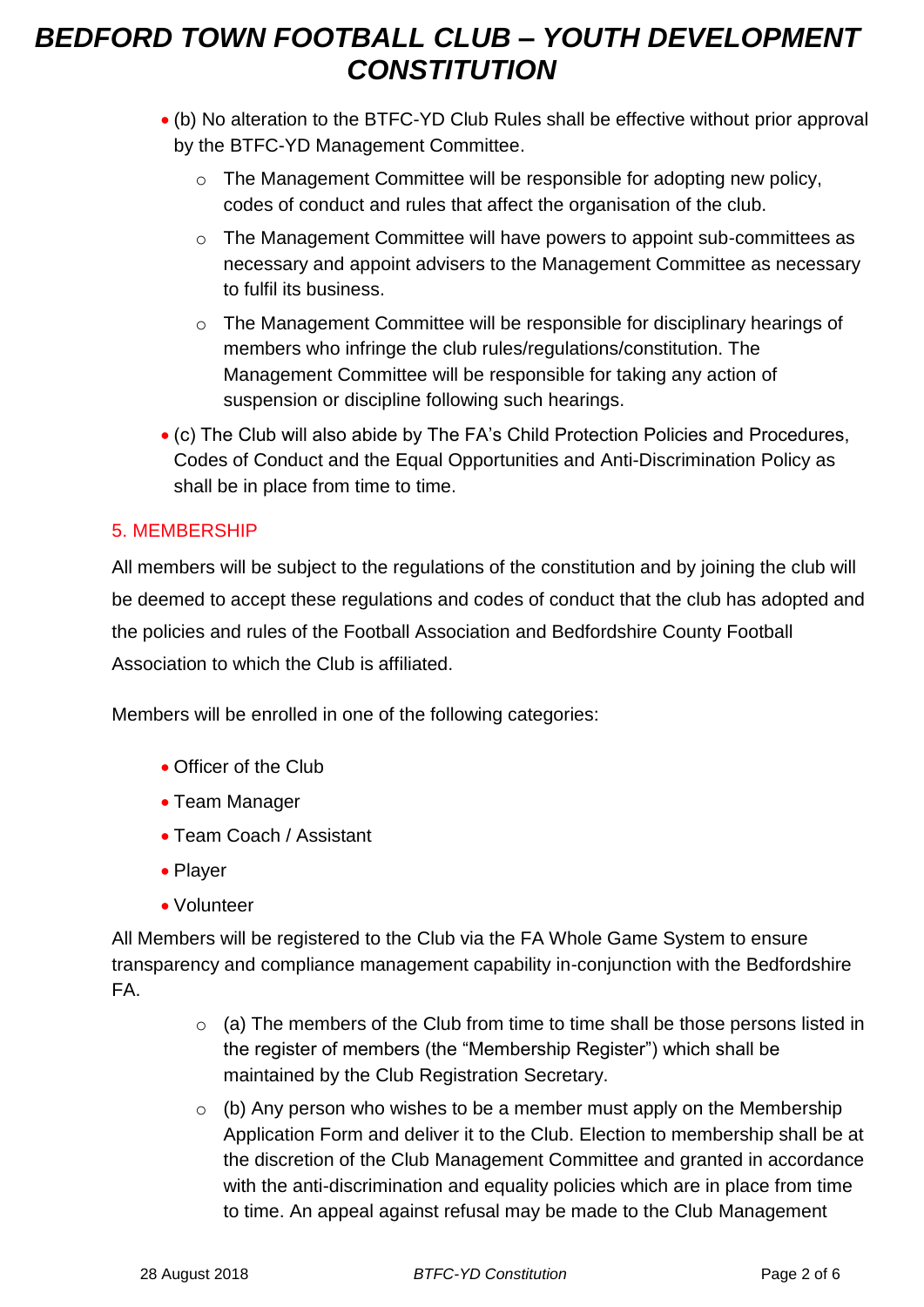- (b) No alteration to the BTFC-YD Club Rules shall be effective without prior approval by the BTFC-YD Management Committee.
    - The Management Committee will be responsible for adopting new policy, codes of conduct and rules that affect the organisation of the club.
    - The Management Committee will have powers to appoint sub-committees as necessary and appoint advisers to the Management Committee as necessary to fulfil its business.
    - The Management Committee will be responsible for disciplinary hearings of members who infringe the club rules/regulations/constitution. The Management Committee will be responsible for taking any action of suspension or discipline following such hearings.
- (c) The Club will also abide by The FA's Child Protection Policies and Procedures, Codes of Conduct and the Equal Opportunities and Anti-Discrimination Policy as shall be in place from time to time.

## 5. MEMBERSHIP

All members will be subject to the regulations of the constitution and by joining the club will be deemed to accept these regulations and codes of conduct that the club has adopted and the policies and rules of the Football Association and Bedfordshire County Football Association to which the Club is affiliated.

Members will be enrolled in one of the following categories:

- Officer of the Club
- Team Manager
- Team Coach / Assistant
- Player
- Volunteer

All Members will be registered to the Club via the FA Whole Game System to ensure transparency and compliance management capability in-conjunction with the Bedfordshire FA.

- (a) The members of the Club from time to time shall be those persons listed in the register of members (the "Membership Register") which shall be maintained by the Club Registration Secretary.
- (b) Any person who wishes to be a member must apply on the Membership Application Form and deliver it to the Club. Election to membership shall be at the discretion of the Club Management Committee and granted in accordance with the anti-discrimination and equality policies which are in place from time to time. An appeal against refusal may be made to the Club Management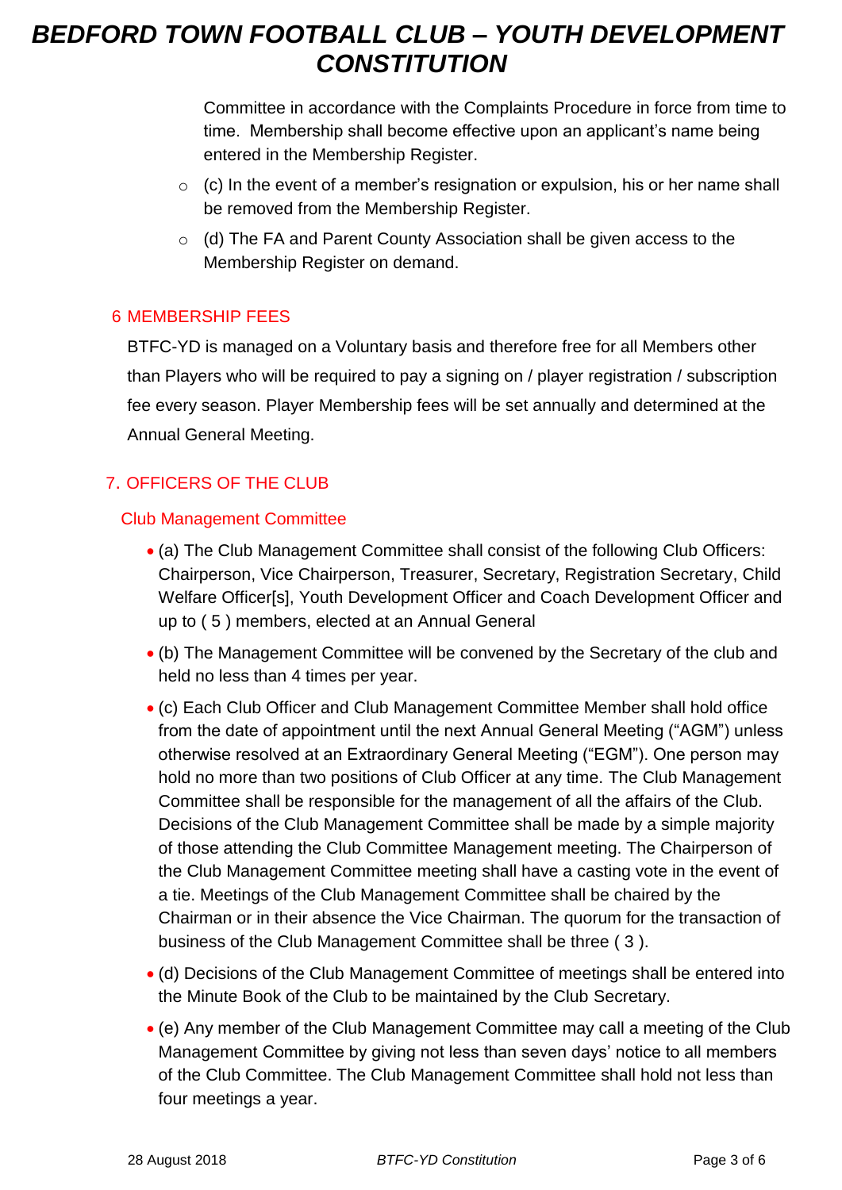Committee in accordance with the Complaints Procedure in force from time to time. Membership shall become effective upon an applicant's name being entered in the Membership Register.

- (c) In the event of a member's resignation or expulsion, his or her name shall be removed from the Membership Register.
- (d) The FA and Parent County Association shall be given access to the Membership Register on demand.

## 6 MEMBERSHIP FEES

BTFC-YD is managed on a Voluntary basis and therefore free for all Members other than Players who will be required to pay a signing on / player registration / subscription fee every season. Player Membership fees will be set annually and determined at the Annual General Meeting.

## 7. OFFICERS OF THE CLUB

### Club Management Committee

- (a) The Club Management Committee shall consist of the following Club Officers: Chairperson, Vice Chairperson, Treasurer, Secretary, Registration Secretary, Child Welfare Officer[s], Youth Development Officer and Coach Development Officer and up to ( 5 ) members, elected at an Annual General
- (b) The Management Committee will be convened by the Secretary of the club and held no less than 4 times per year.
- (c) Each Club Officer and Club Management Committee Member shall hold office from the date of appointment until the next Annual General Meeting ("AGM") unless otherwise resolved at an Extraordinary General Meeting ("EGM"). One person may hold no more than two positions of Club Officer at any time. The Club Management Committee shall be responsible for the management of all the affairs of the Club. Decisions of the Club Management Committee shall be made by a simple majority of those attending the Club Committee Management meeting. The Chairperson of the Club Management Committee meeting shall have a casting vote in the event of a tie. Meetings of the Club Management Committee shall be chaired by the Chairman or in their absence the Vice Chairman. The quorum for the transaction of business of the Club Management Committee shall be three ( 3 ).
- (d) Decisions of the Club Management Committee of meetings shall be entered into the Minute Book of the Club to be maintained by the Club Secretary.
- (e) Any member of the Club Management Committee may call a meeting of the Club Management Committee by giving not less than seven days' notice to all members of the Club Committee. The Club Management Committee shall hold not less than four meetings a year.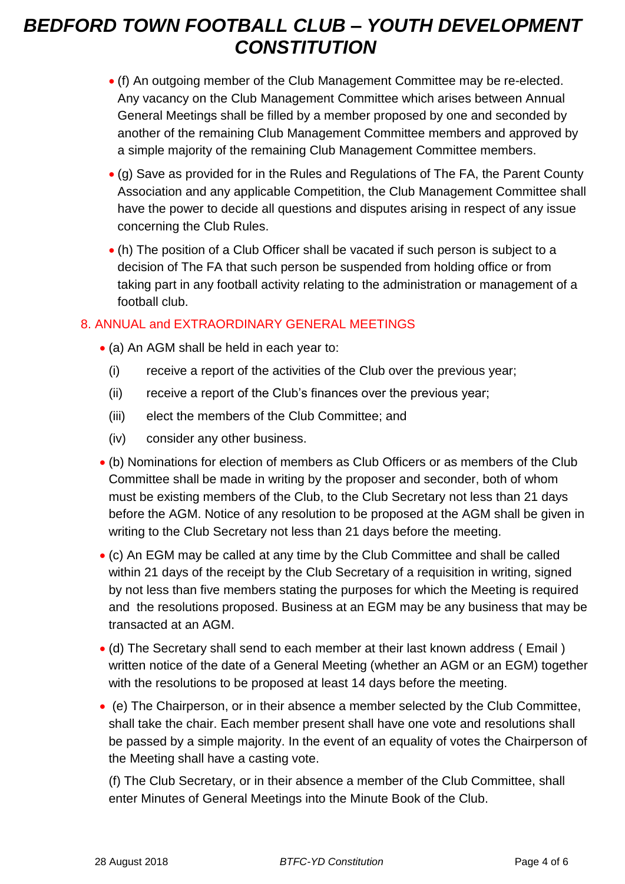- (f) An outgoing member of the Club Management Committee may be re-elected. Any vacancy on the Club Management Committee which arises between Annual General Meetings shall be filled by a member proposed by one and seconded by another of the remaining Club Management Committee members and approved by a simple majority of the remaining Club Management Committee members.
- (g) Save as provided for in the Rules and Regulations of The FA, the Parent County Association and any applicable Competition, the Club Management Committee shall have the power to decide all questions and disputes arising in respect of any issue concerning the Club Rules.
- (h) The position of a Club Officer shall be vacated if such person is subject to a decision of The FA that such person be suspended from holding office or from taking part in any football activity relating to the administration or management of a football club.

## 8. ANNUAL and EXTRAORDINARY GENERAL MEETINGS

- (a) An AGM shall be held in each year to:
  - (i) receive a report of the activities of the Club over the previous year;
  - (ii) receive a report of the Club's finances over the previous year;
  - (iii) elect the members of the Club Committee; and
  - (iv) consider any other business.
- (b) Nominations for election of members as Club Officers or as members of the Club Committee shall be made in writing by the proposer and seconder, both of whom must be existing members of the Club, to the Club Secretary not less than 21 days before the AGM. Notice of any resolution to be proposed at the AGM shall be given in writing to the Club Secretary not less than 21 days before the meeting.
- (c) An EGM may be called at any time by the Club Committee and shall be called within 21 days of the receipt by the Club Secretary of a requisition in writing, signed by not less than five members stating the purposes for which the Meeting is required and the resolutions proposed. Business at an EGM may be any business that may be transacted at an AGM.
- (d) The Secretary shall send to each member at their last known address ( Email ) written notice of the date of a General Meeting (whether an AGM or an EGM) together with the resolutions to be proposed at least 14 days before the meeting.
- (e) The Chairperson, or in their absence a member selected by the Club Committee, shall take the chair. Each member present shall have one vote and resolutions shall be passed by a simple majority. In the event of an equality of votes the Chairperson of the Meeting shall have a casting vote.

  (f) The Club Secretary, or in their absence a member of the Club Committee, shall enter Minutes of General Meetings into the Minute Book of the Club.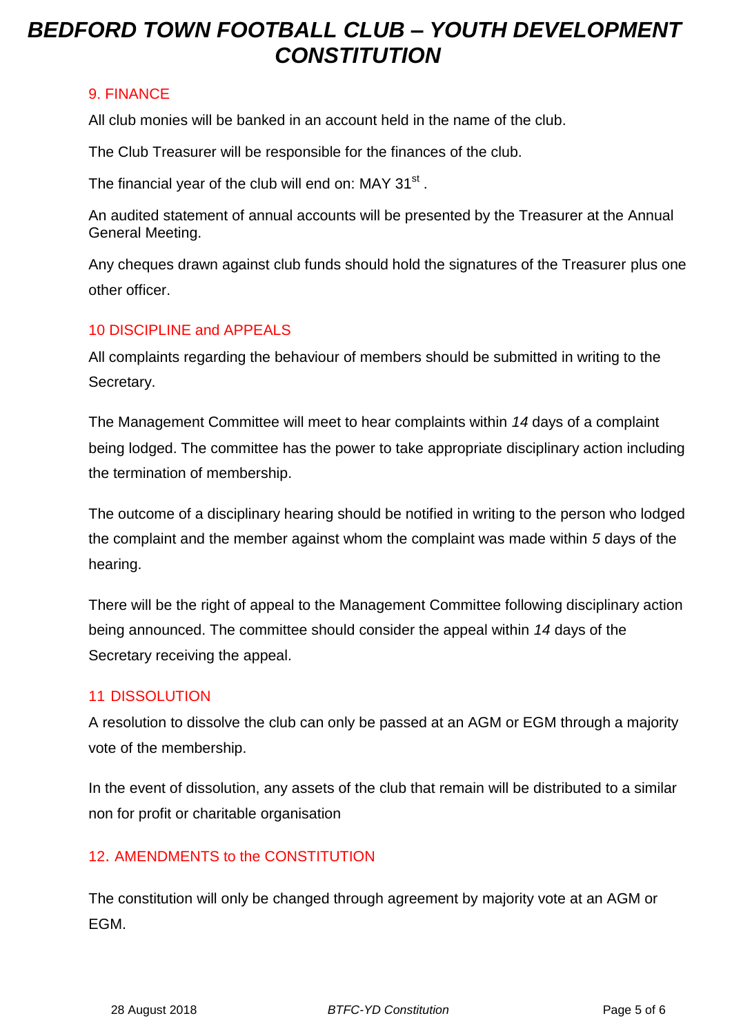## 9. FINANCE

All club monies will be banked in an account held in the name of the club.

The Club Treasurer will be responsible for the finances of the club.

The financial year of the club will end on: MAY 31st .

An audited statement of annual accounts will be presented by the Treasurer at the Annual General Meeting.

Any cheques drawn against club funds should hold the signatures of the Treasurer plus one other officer.

## 10 DISCIPLINE and APPEALS

All complaints regarding the behaviour of members should be submitted in writing to the Secretary.

The Management Committee will meet to hear complaints within *14* days of a complaint being lodged. The committee has the power to take appropriate disciplinary action including the termination of membership.

The outcome of a disciplinary hearing should be notified in writing to the person who lodged the complaint and the member against whom the complaint was made within *5* days of the hearing.

There will be the right of appeal to the Management Committee following disciplinary action being announced. The committee should consider the appeal within *14* days of the Secretary receiving the appeal.

## 11 DISSOLUTION

A resolution to dissolve the club can only be passed at an AGM or EGM through a majority vote of the membership.

In the event of dissolution, any assets of the club that remain will be distributed to a similar non for profit or charitable organisation

## 12. AMENDMENTS to the CONSTITUTION

The constitution will only be changed through agreement by majority vote at an AGM or EGM.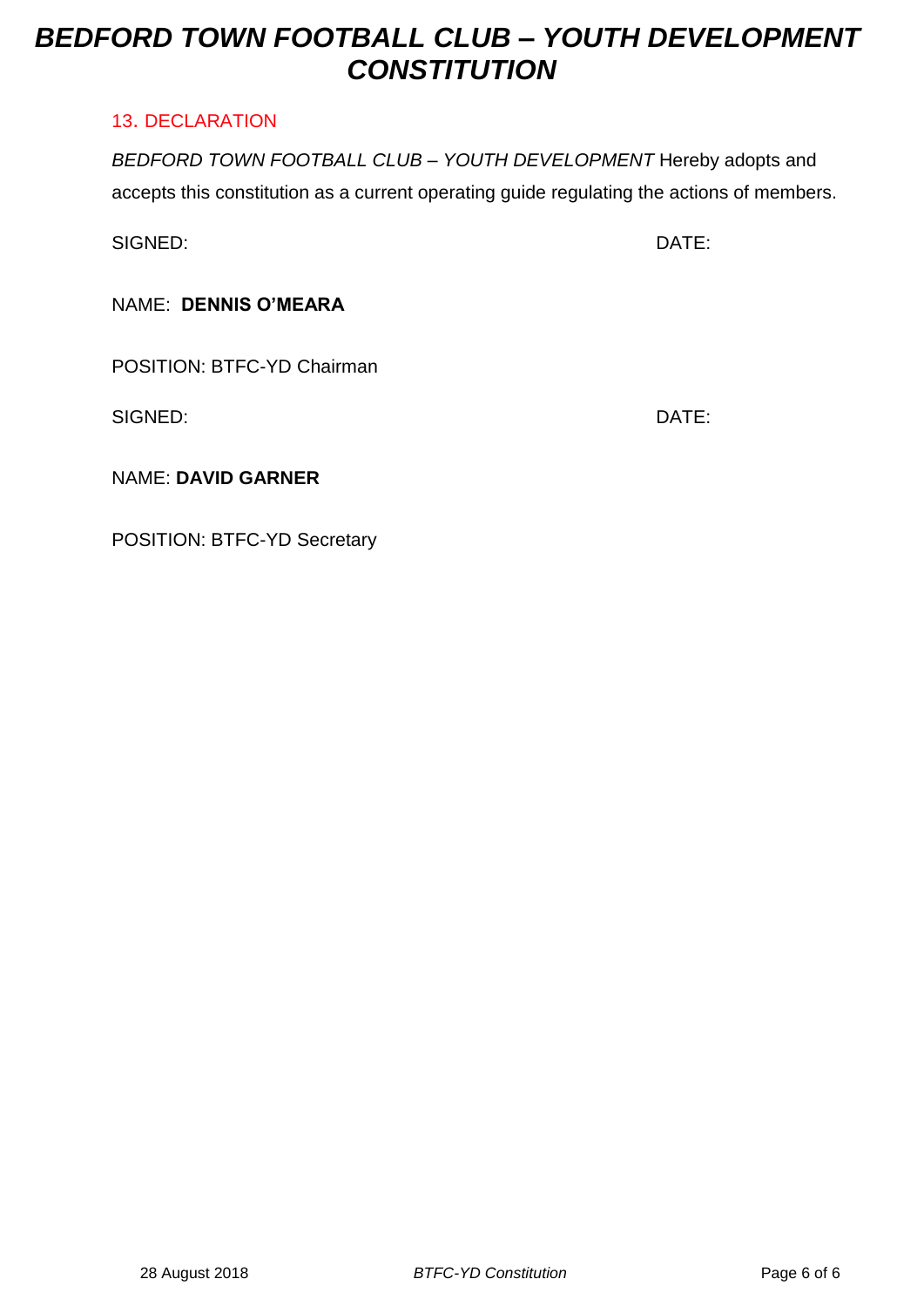## 13. DECLARATION

*BEDFORD TOWN FOOTBALL CLUB – YOUTH DEVELOPMENT* Hereby adopts and accepts this constitution as a current operating guide regulating the actions of members.

SIGNED: DATE:

NAME: **DENNIS O'MEARA**

POSITION: BTFC-YD Chairman

SIGNED: DATE:

NAME: **DAVID GARNER**

POSITION: BTFC-YD Secretary